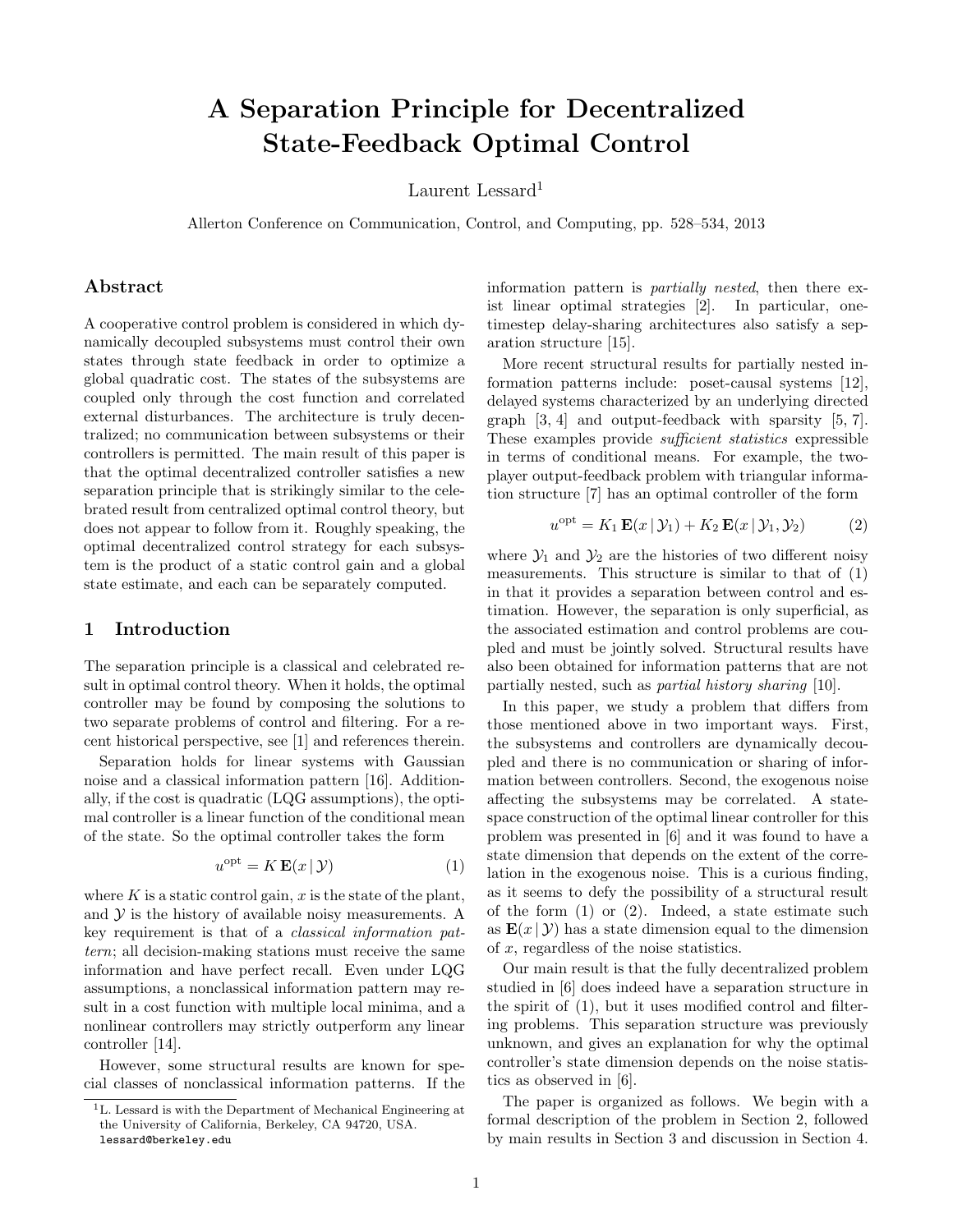# A Separation Principle for Decentralized State-Feedback Optimal Control

Laurent Lessard[1]

Allerton Conference on Communication, Control, and Computing, pp. 528–534, 2013

## Abstract

A cooperative control problem is considered in which dynamically decoupled subsystems must control their own states through state feedback in order to optimize a global quadratic cost. The states of the subsystems are coupled only through the cost function and correlated external disturbances. The architecture is truly decentralized; no communication between subsystems or their controllers is permitted. The main result of this paper is that the optimal decentralized controller satisfies a new separation principle that is strikingly similar to the celebrated result from centralized optimal control theory, but does not appear to follow from it. Roughly speaking, the optimal decentralized control strategy for each subsystem is the product of a static control gain and a global state estimate, and each can be separately computed.

## 1 Introduction

The separation principle is a classical and celebrated result in optimal control theory. When it holds, the optimal controller may be found by composing the solutions to two separate problems of control and filtering. For a recent historical perspective, see [1] and references therein.

Separation holds for linear systems with Gaussian noise and a classical information pattern [16]. Additionally, if the cost is quadratic (LQG assumptions), the optimal controller is a linear function of the conditional mean of the state. So the optimal controller takes the form

$$u^{\mathrm{opt}} = K\, \mathbf{E}(x \,|\, \mathcal{Y}) \tag{1}$$

where $K$ is a static control gain, $x$ is the state of the plant, and $\mathcal{Y}$ is the history of available noisy measurements. A key requirement is that of a *classical information pattern*; all decision-making stations must receive the same information and have perfect recall. Even under LQG assumptions, a nonclassical information pattern may result in a cost function with multiple local minima, and a nonlinear controllers may strictly outperform any linear controller [14].

However, some structural results are known for special classes of nonclassical information patterns. If the information pattern is *partially nested*, then there exist linear optimal strategies [2]. In particular, one-timestep delay-sharing architectures also satisfy a separation structure [15].

More recent structural results for partially nested information patterns include: poset-causal systems [12], delayed systems characterized by an underlying directed graph [3, 4] and output-feedback with sparsity [5, 7]. These examples provide *sufficient statistics* expressible in terms of conditional means. For example, the two-player output-feedback problem with triangular information structure [7] has an optimal controller of the form

$$u^{\mathrm{opt}} = K_1\, \mathbf{E}(x \,|\, \mathcal{Y}_1) + K_2\, \mathbf{E}(x \,|\, \mathcal{Y}_1, \mathcal{Y}_2) \tag{2}$$

where $\mathcal{Y}_1$ and $\mathcal{Y}_2$ are the histories of two different noisy measurements. This structure is similar to that of (1) in that it provides a separation between control and estimation. However, the separation is only superficial, as the associated estimation and control problems are coupled and must be jointly solved. Structural results have also been obtained for information patterns that are not partially nested, such as *partial history sharing* [10].

In this paper, we study a problem that differs from those mentioned above in two important ways. First, the subsystems and controllers are dynamically decoupled and there is no communication or sharing of information between controllers. Second, the exogenous noise affecting the subsystems may be correlated. A state-space construction of the optimal linear controller for this problem was presented in [6] and it was found to have a state dimension that depends on the extent of the correlation in the exogenous noise. This is a curious finding, as it seems to defy the possibility of a structural result of the form (1) or (2). Indeed, a state estimate such as $\mathbf{E}(x \,|\, \mathcal{Y})$ has a state dimension equal to the dimension of $x$, regardless of the noise statistics.

Our main result is that the fully decentralized problem studied in [6] does indeed have a separation structure in the spirit of (1), but it uses modified control and filtering problems. This separation structure was previously unknown, and gives an explanation for why the optimal controller's state dimension depends on the noise statistics as observed in [6].

The paper is organized as follows. We begin with a formal description of the problem in Section 2, followed by main results in Section 3 and discussion in Section 4.

[1] L. Lessard is with the Department of Mechanical Engineering at the University of California, Berkeley, CA 94720, USA. lessard@berkeley.edu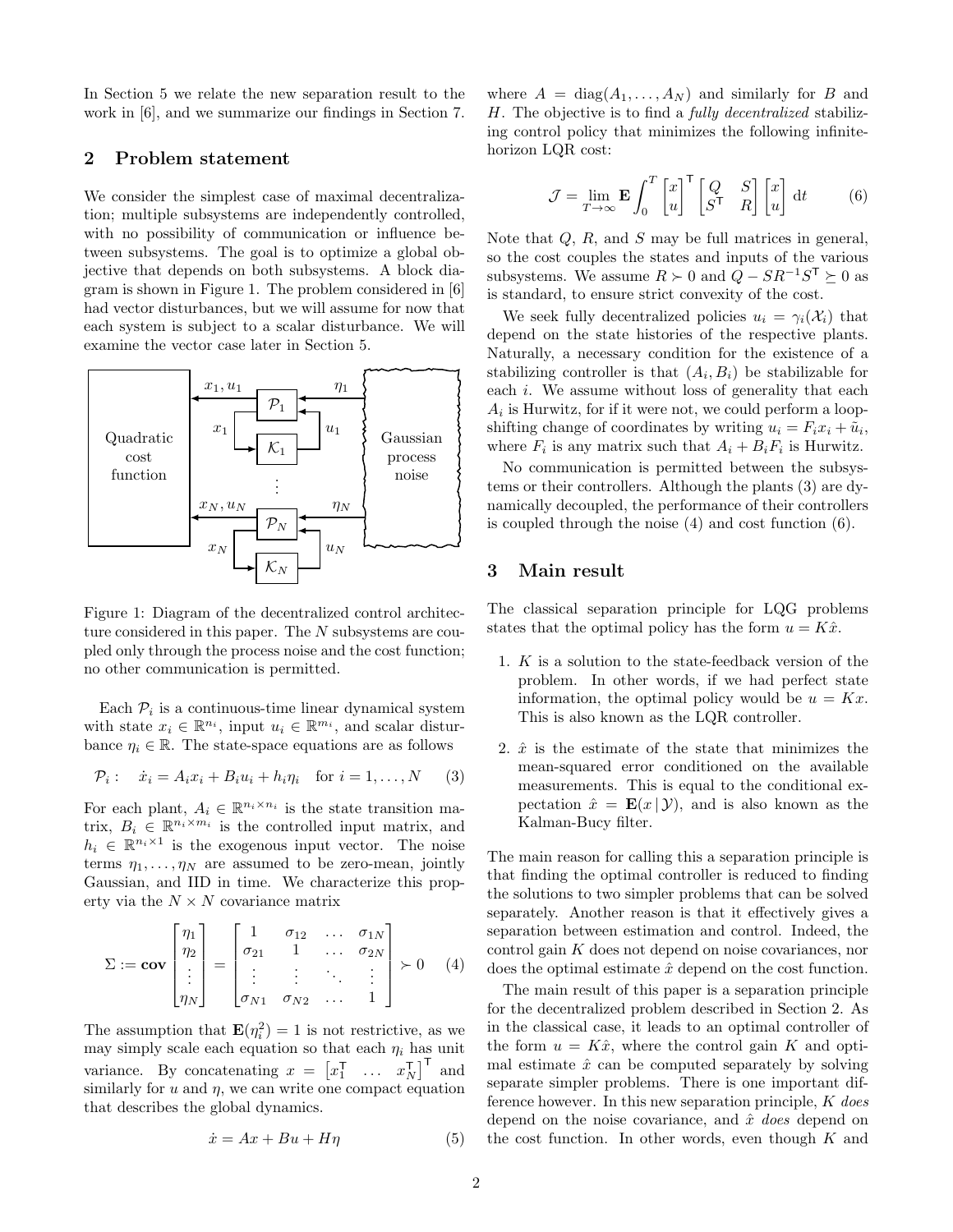In Section 5 we relate the new separation result to the work in [6], and we summarize our findings in Section 7.

## 2 Problem statement

We consider the simplest case of maximal decentralization; multiple subsystems are independently controlled, with no possibility of communication or influence between subsystems. The goal is to optimize a global objective that depends on both subsystems. A block diagram is shown in Figure 1. The problem considered in [6] had vector disturbances, but we will assume for now that each system is subject to a scalar disturbance. We will examine the vector case later in Section 5.

Quadratic cost function

$x_1, u_1$

$\eta_1$

$\mathcal{P}_1$

$x_1$

$u_1$

$\mathcal{K}_1$

Gaussian process noise

$\vdots$

$x_N, u_N$

$\eta_N$

$\mathcal{P}_N$

$x_N$

$u_N$

$\mathcal{K}_N$

Figure 1: Diagram of the decentralized control architecture considered in this paper. The $N$ subsystems are coupled only through the process noise and the cost function; no other communication is permitted.

Each $\mathcal{P}_i$ is a continuous-time linear dynamical system with state $x_i \in \mathbb{R}^{n_i}$, input $u_i \in \mathbb{R}^{m_i}$, and scalar disturbance $\eta_i \in \mathbb{R}$. The state-space equations are as follows

$$\mathcal{P}_i : \quad \dot{x}_i = A_i x_i + B_i u_i + h_i \eta_i \quad \text{for } i = 1, \dots, N \tag{3}$$

For each plant, $A_i \in \mathbb{R}^{n_i \times n_i}$ is the state transition matrix, $B_i \in \mathbb{R}^{n_i \times m_i}$ is the controlled input matrix, and $h_i \in \mathbb{R}^{n_i \times 1}$ is the exogenous input vector. The noise terms $\eta_1, \dots, \eta_N$ are assumed to be zero-mean, jointly Gaussian, and IID in time. We characterize this property via the $N \times N$ covariance matrix

$$\Sigma := \mathbf{cov} \begin{bmatrix} \eta_1 \\ \eta_2 \\ \vdots \\ \eta_N \end{bmatrix} = \begin{bmatrix} 1 & \sigma_{12} & \dots & \sigma_{1N} \\ \sigma_{21} & 1 & \dots & \sigma_{2N} \\ \vdots & \vdots & \ddots & \vdots \\ \sigma_{N1} & \sigma_{N2} & \dots & 1 \end{bmatrix} \succ 0 \tag{4}$$

The assumption that $\mathbf{E}(\eta_i^2) = 1$ is not restrictive, as we may simply scale each equation so that each $\eta_i$ has unit variance. By concatenating $x = \begin{bmatrix} x_1^\mathsf{T} & \dots & x_N^\mathsf{T} \end{bmatrix}^\mathsf{T}$ and similarly for $u$ and $\eta$, we can write one compact equation that describes the global dynamics.

$$\dot{x} = Ax + Bu + H\eta \tag{5}$$

where $A = \operatorname{diag}(A_1, \dots, A_N)$ and similarly for $B$ and $H$. The objective is to find a *fully decentralized* stabilizing control policy that minimizes the following infinite-horizon LQR cost:

$$\mathcal{J} = \lim_{T \to \infty} \mathbf{E} \int_0^T \begin{bmatrix} x \\ u \end{bmatrix}^\mathsf{T} \begin{bmatrix} Q & S \\ S^\mathsf{T} & R \end{bmatrix} \begin{bmatrix} x \\ u \end{bmatrix} \mathrm{d}t \tag{6}$$

Note that $Q$, $R$, and $S$ may be full matrices in general, so the cost couples the states and inputs of the various subsystems. We assume $R \succ 0$ and $Q - SR^{-1}S^\mathsf{T} \succeq 0$ as is standard, to ensure strict convexity of the cost.

We seek fully decentralized policies $u_i = \gamma_i(\mathcal{X}_i)$ that depend on the state histories of the respective plants. Naturally, a necessary condition for the existence of a stabilizing controller is that $(A_i, B_i)$ be stabilizable for each $i$. We assume without loss of generality that each $A_i$ is Hurwitz, for if it were not, we could perform a loop-shifting change of coordinates by writing $u_i = F_i x_i + \tilde{u}_i$, where $F_i$ is any matrix such that $A_i + B_i F_i$ is Hurwitz.

No communication is permitted between the subsystems or their controllers. Although the plants (3) are dynamically decoupled, the performance of their controllers is coupled through the noise (4) and cost function (6).

## 3 Main result

The classical separation principle for LQG problems states that the optimal policy has the form $u = K\hat{x}$.

1. $K$ is a solution to the state-feedback version of the problem. In other words, if we had perfect state information, the optimal policy would be $u = Kx$. This is also known as the LQR controller.

2. $\hat{x}$ is the estimate of the state that minimizes the mean-squared error conditioned on the available measurements. This is equal to the conditional expectation $\hat{x} = \mathbf{E}(x \,|\, \mathcal{Y})$, and is also known as the Kalman-Bucy filter.

The main reason for calling this a separation principle is that finding the optimal controller is reduced to finding the solutions to two simpler problems that can be solved separately. Another reason is that it effectively gives a separation between estimation and control. Indeed, the control gain $K$ does not depend on noise covariances, nor does the optimal estimate $\hat{x}$ depend on the cost function.

The main result of this paper is a separation principle for the decentralized problem described in Section 2. As in the classical case, it leads to an optimal controller of the form $u = K\hat{x}$, where the control gain $K$ and optimal estimate $\hat{x}$ can be computed separately by solving separate simpler problems. There is one important difference however. In this new separation principle, $K$ *does* depend on the noise covariance, and $\hat{x}$ *does* depend on the cost function. In other words, even though $K$ and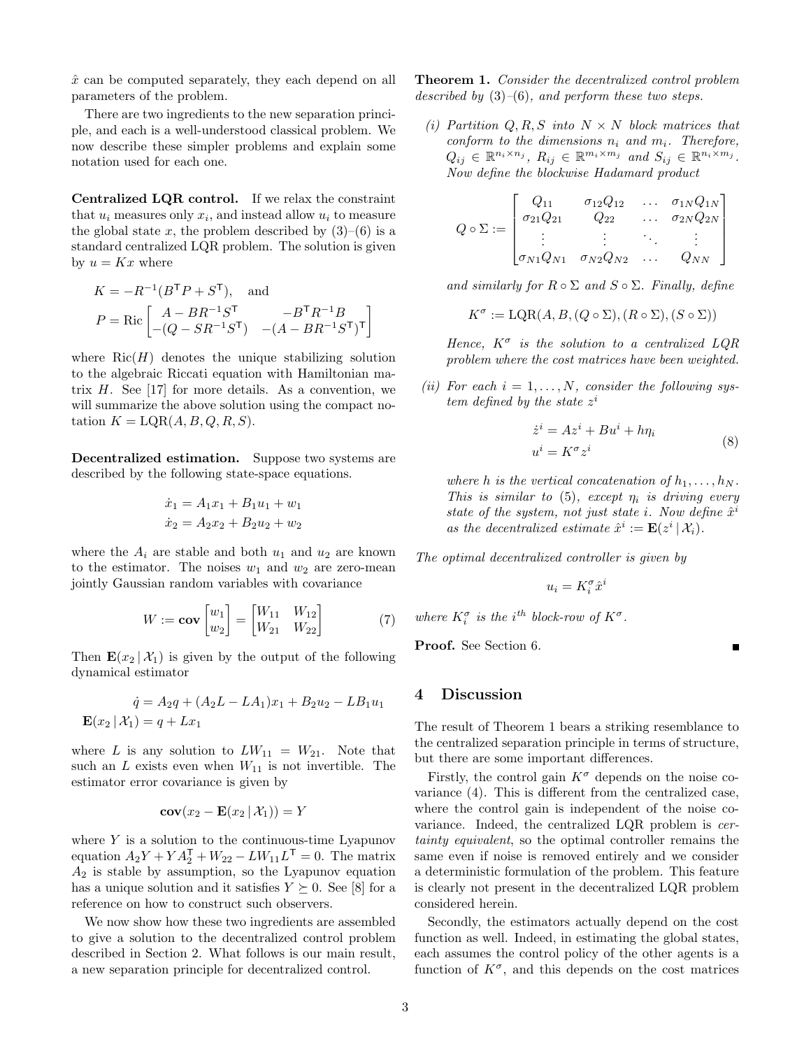$\hat{x}$ can be computed separately, they each depend on all parameters of the problem.

There are two ingredients to the new separation principle, and each is a well-understood classical problem. We now describe these simpler problems and explain some notation used for each one.

**Centralized LQR control.** If we relax the constraint that $u_i$ measures only $x_i$, and instead allow $u_i$ to measure the global state $x$, the problem described by (3)–(6) is a standard centralized LQR problem. The solution is given by $u = Kx$ where

$$K = -R^{-1}(B^\mathsf{T} P + S^\mathsf{T}), \quad \text{and}$$

$$P = \operatorname{Ric}\begin{bmatrix} A - BR^{-1}S^\mathsf{T} & -B^\mathsf{T}R^{-1}B \\ -(Q - SR^{-1}S^\mathsf{T}) & -(A - BR^{-1}S^\mathsf{T})^\mathsf{T} \end{bmatrix}$$

where $\operatorname{Ric}(H)$ denotes the unique stabilizing solution to the algebraic Riccati equation with Hamiltonian matrix $H$. See [17] for more details. As a convention, we will summarize the above solution using the compact notation $K = \operatorname{LQR}(A, B, Q, R, S)$.

**Decentralized estimation.** Suppose two systems are described by the following state-space equations.

$$\dot{x}_1 = A_1 x_1 + B_1 u_1 + w_1$$
$$\dot{x}_2 = A_2 x_2 + B_2 u_2 + w_2$$

where the $A_i$ are stable and both $u_1$ and $u_2$ are known to the estimator. The noises $w_1$ and $w_2$ are zero-mean jointly Gaussian random variables with covariance

$$W := \mathbf{cov}\begin{bmatrix} w_1 \\ w_2 \end{bmatrix} = \begin{bmatrix} W_{11} & W_{12} \\ W_{21} & W_{22} \end{bmatrix} \tag{7}$$

Then $\mathbf{E}(x_2 \,|\, \mathcal{X}_1)$ is given by the output of the following dynamical estimator

$$\dot{q} = A_2 q + (A_2 L - LA_1)x_1 + B_2 u_2 - LB_1 u_1$$
$$\mathbf{E}(x_2 \,|\, \mathcal{X}_1) = q + Lx_1$$

where $L$ is any solution to $LW_{11} = W_{21}$. Note that such an $L$ exists even when $W_{11}$ is not invertible. The estimator error covariance is given by

$$\mathbf{cov}(x_2 - \mathbf{E}(x_2 \,|\, \mathcal{X}_1)) = Y$$

where $Y$ is a solution to the continuous-time Lyapunov equation $A_2 Y + Y A_2^\mathsf{T} + W_{22} - LW_{11}L^\mathsf{T} = 0$. The matrix $A_2$ is stable by assumption, so the Lyapunov equation has a unique solution and it satisfies $Y \succeq 0$. See [8] for a reference on how to construct such observers.

We now show how these two ingredients are assembled to give a solution to the decentralized control problem described in Section 2. What follows is our main result, a new separation principle for decentralized control.

**Theorem 1.** *Consider the decentralized control problem described by (3)–(6), and perform these two steps.*

*(i) Partition $Q, R, S$ into $N \times N$ block matrices that conform to the dimensions $n_i$ and $m_i$. Therefore, $Q_{ij} \in \mathbb{R}^{n_i \times n_j}$, $R_{ij} \in \mathbb{R}^{m_i \times m_j}$ and $S_{ij} \in \mathbb{R}^{n_i \times m_j}$. Now define the blockwise Hadamard product*

$$Q \circ \Sigma := \begin{bmatrix} Q_{11} & \sigma_{12}Q_{12} & \dots & \sigma_{1N}Q_{1N} \\ \sigma_{21}Q_{21} & Q_{22} & \dots & \sigma_{2N}Q_{2N} \\ \vdots & \vdots & \ddots & \vdots \\ \sigma_{N1}Q_{N1} & \sigma_{N2}Q_{N2} & \dots & Q_{NN} \end{bmatrix}$$

*and similarly for $R \circ \Sigma$ and $S \circ \Sigma$. Finally, define*

$$K^\sigma := \operatorname{LQR}(A, B, (Q \circ \Sigma), (R \circ \Sigma), (S \circ \Sigma))$$

*Hence, $K^\sigma$ is the solution to a centralized LQR problem where the cost matrices have been weighted.*

*(ii) For each $i = 1, \dots, N$, consider the following system defined by the state $z^i$*

$$\begin{aligned} \dot{z}^i &= Az^i + Bu^i + h\eta_i \\ u^i &= K^\sigma z^i \end{aligned} \tag{8}$$

*where $h$ is the vertical concatenation of $h_1, \dots, h_N$. This is similar to (5), except $\eta_i$ is driving every state of the system, not just state $i$. Now define $\hat{x}^i$ as the decentralized estimate $\hat{x}^i := \mathbf{E}(z^i \,|\, \mathcal{X}_i)$.*

*The optimal decentralized controller is given by*

$$u_i = K_i^\sigma \hat{x}^i$$

*where $K_i^\sigma$ is the $i^{th}$ block-row of $K^\sigma$.*

**Proof.** See Section 6. ■

## 4 Discussion

The result of Theorem 1 bears a striking resemblance to the centralized separation principle in terms of structure, but there are some important differences.

Firstly, the control gain $K^\sigma$ depends on the noise covariance (4). This is different from the centralized case, where the control gain is independent of the noise covariance. Indeed, the centralized LQR problem is *certainty equivalent*, so the optimal controller remains the same even if noise is removed entirely and we consider a deterministic formulation of the problem. This feature is clearly not present in the decentralized LQR problem considered herein.

Secondly, the estimators actually depend on the cost function as well. Indeed, in estimating the global states, each assumes the control policy of the other agents is a function of $K^\sigma$, and this depends on the cost matrices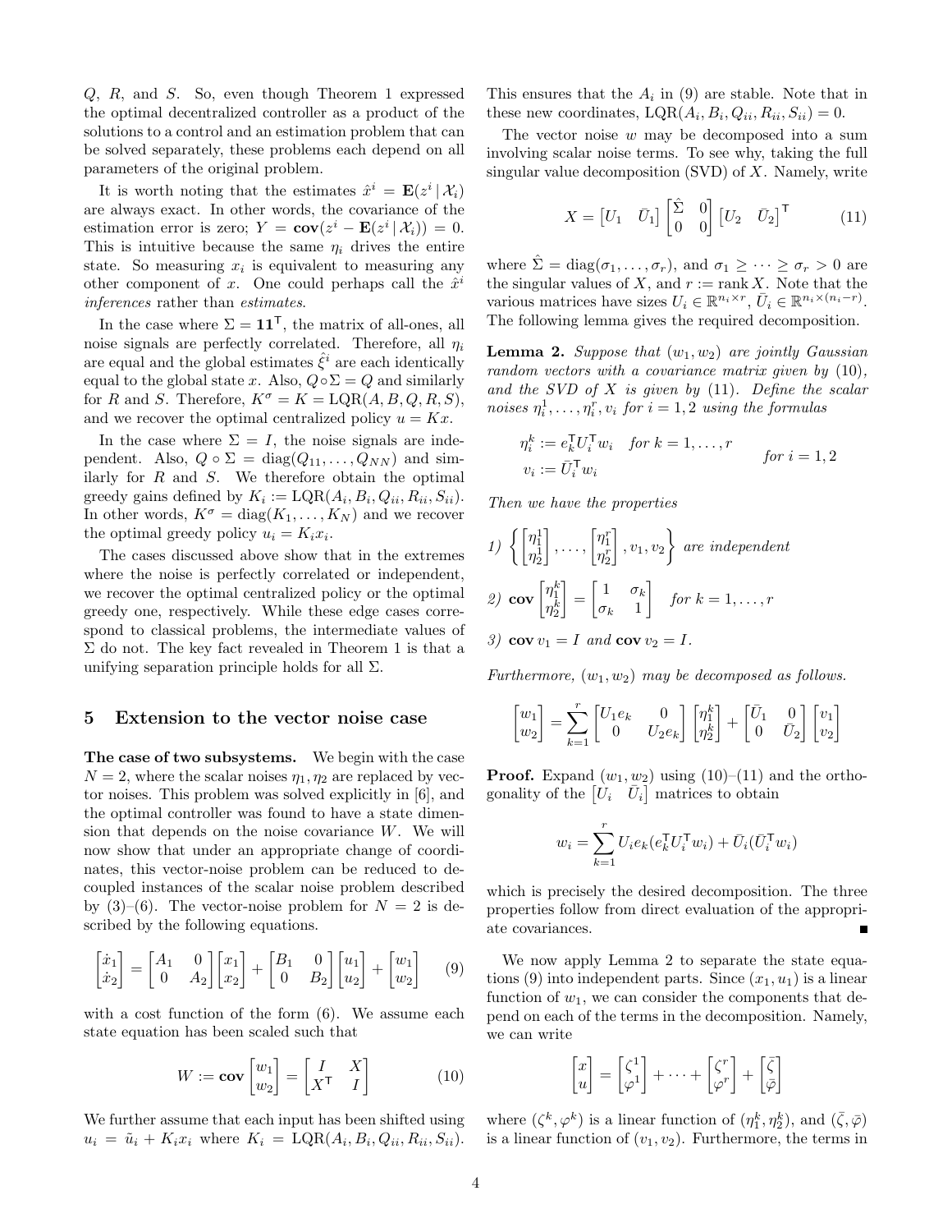$Q$, $R$, and $S$. So, even though Theorem 1 expressed the optimal decentralized controller as a product of the solutions to a control and an estimation problem that can be solved separately, these problems each depend on all parameters of the original problem.

It is worth noting that the estimates $\hat{x}^i = \mathbf{E}(z^i \mid \mathcal{X}_i)$ are always exact. In other words, the covariance of the estimation error is zero; $Y = \mathbf{cov}(z^i - \mathbf{E}(z^i \mid \mathcal{X}_i)) = 0$. This is intuitive because the same $\eta_i$ drives the entire state. So measuring $x_i$ is equivalent to measuring any other component of $x$. One could perhaps call the $\hat{x}^i$ *inferences* rather than *estimates*.

In the case where $\Sigma = \mathbf{1}\mathbf{1}^\mathsf{T}$, the matrix of all-ones, all noise signals are perfectly correlated. Therefore, all $\eta_i$ are equal and the global estimates $\hat{\xi}^i$ are each identically equal to the global state $x$. Also, $Q \circ \Sigma = Q$ and similarly for $R$ and $S$. Therefore, $K^\sigma = K = \text{LQR}(A, B, Q, R, S)$, and we recover the optimal centralized policy $u = Kx$.

In the case where $\Sigma = I$, the noise signals are independent. Also, $Q \circ \Sigma = \text{diag}(Q_{11}, \dots, Q_{NN})$ and similarly for $R$ and $S$. We therefore obtain the optimal greedy gains defined by $K_i := \text{LQR}(A_i, B_i, Q_{ii}, R_{ii}, S_{ii})$. In other words, $K^\sigma = \text{diag}(K_1, \dots, K_N)$ and we recover the optimal greedy policy $u_i = K_i x_i$.

The cases discussed above show that in the extremes where the noise is perfectly correlated or independent, we recover the optimal centralized policy or the optimal greedy one, respectively. While these edge cases correspond to classical problems, the intermediate values of $\Sigma$ do not. The key fact revealed in Theorem 1 is that a unifying separation principle holds for all $\Sigma$.

## 5 Extension to the vector noise case

**The case of two subsystems.** We begin with the case $N = 2$, where the scalar noises $\eta_1, \eta_2$ are replaced by vector noises. This problem was solved explicitly in [6], and the optimal controller was found to have a state dimension that depends on the noise covariance $W$. We will now show that under an appropriate change of coordinates, this vector-noise problem can be reduced to decoupled instances of the scalar noise problem described by (3)–(6). The vector-noise problem for $N = 2$ is described by the following equations.

$$\begin{bmatrix} \dot{x}_1 \\ \dot{x}_2 \end{bmatrix} = \begin{bmatrix} A_1 & 0 \\ 0 & A_2 \end{bmatrix} \begin{bmatrix} x_1 \\ x_2 \end{bmatrix} + \begin{bmatrix} B_1 & 0 \\ 0 & B_2 \end{bmatrix} \begin{bmatrix} u_1 \\ u_2 \end{bmatrix} + \begin{bmatrix} w_1 \\ w_2 \end{bmatrix} \tag{9}$$

with a cost function of the form (6). We assume each state equation has been scaled such that

$$W := \mathbf{cov} \begin{bmatrix} w_1 \\ w_2 \end{bmatrix} = \begin{bmatrix} I & X \\ X^\mathsf{T} & I \end{bmatrix} \tag{10}$$

We further assume that each input has been shifted using $u_i = \tilde{u}_i + K_i x_i$ where $K_i = \text{LQR}(A_i, B_i, Q_{ii}, R_{ii}, S_{ii})$. This ensures that the $A_i$ in (9) are stable. Note that in these new coordinates, $\text{LQR}(A_i, B_i, Q_{ii}, R_{ii}, S_{ii}) = 0$.

The vector noise $w$ may be decomposed into a sum involving scalar noise terms. To see why, taking the full singular value decomposition (SVD) of $X$. Namely, write

$$X = \begin{bmatrix} U_1 & \bar{U}_1 \end{bmatrix} \begin{bmatrix} \hat{\Sigma} & 0 \\ 0 & 0 \end{bmatrix} \begin{bmatrix} U_2 & \bar{U}_2 \end{bmatrix}^\mathsf{T} \tag{11}$$

where $\hat{\Sigma} = \text{diag}(\sigma_1, \dots, \sigma_r)$, and $\sigma_1 \geq \dots \geq \sigma_r > 0$ are the singular values of $X$, and $r := \text{rank}\, X$. Note that the various matrices have sizes $U_i \in \mathbb{R}^{n_i \times r}$, $\bar{U}_i \in \mathbb{R}^{n_i \times (n_i - r)}$. The following lemma gives the required decomposition.

**Lemma 2.** *Suppose that $(w_1, w_2)$ are jointly Gaussian random vectors with a covariance matrix given by (10), and the SVD of $X$ is given by (11). Define the scalar noises $\eta_i^1, \dots, \eta_i^r, v_i$ for $i = 1, 2$ using the formulas*

$$\begin{aligned} \eta_i^k &:= e_k^\mathsf{T} U_i^\mathsf{T} w_i \quad \text{for } k = 1, \dots, r \\ v_i &:= \bar{U}_i^\mathsf{T} w_i \end{aligned} \qquad \text{for } i = 1, 2$$

*Then we have the properties*

*1)* $\left\{ \begin{bmatrix} \eta_1^1 \\ \eta_2^1 \end{bmatrix}, \dots, \begin{bmatrix} \eta_1^r \\ \eta_2^r \end{bmatrix}, v_1, v_2 \right\}$ *are independent*

*2)* $\mathbf{cov} \begin{bmatrix} \eta_1^k \\ \eta_2^k \end{bmatrix} = \begin{bmatrix} 1 & \sigma_k \\ \sigma_k & 1 \end{bmatrix}$ *for* $k = 1, \dots, r$

*3)* $\mathbf{cov}\, v_1 = I$ *and* $\mathbf{cov}\, v_2 = I$.

*Furthermore, $(w_1, w_2)$ may be decomposed as follows.*

$$\begin{bmatrix} w_1 \\ w_2 \end{bmatrix} = \sum_{k=1}^{r} \begin{bmatrix} U_1 e_k & 0 \\ 0 & U_2 e_k \end{bmatrix} \begin{bmatrix} \eta_1^k \\ \eta_2^k \end{bmatrix} + \begin{bmatrix} \bar{U}_1 & 0 \\ 0 & \bar{U}_2 \end{bmatrix} \begin{bmatrix} v_1 \\ v_2 \end{bmatrix}$$

**Proof.** Expand $(w_1, w_2)$ using (10)–(11) and the orthogonality of the $\begin{bmatrix} U_i & \bar{U}_i \end{bmatrix}$ matrices to obtain

$$w_i = \sum_{k=1}^{r} U_i e_k (e_k^\mathsf{T} U_i^\mathsf{T} w_i) + \bar{U}_i (\bar{U}_i^\mathsf{T} w_i)$$

which is precisely the desired decomposition. The three properties follow from direct evaluation of the appropriate covariances. ∎

We now apply Lemma 2 to separate the state equations (9) into independent parts. Since $(x_1, u_1)$ is a linear function of $w_1$, we can consider the components that depend on each of the terms in the decomposition. Namely, we can write

$$\begin{bmatrix} x \\ u \end{bmatrix} = \begin{bmatrix} \zeta^1 \\ \varphi^1 \end{bmatrix} + \dots + \begin{bmatrix} \zeta^r \\ \varphi^r \end{bmatrix} + \begin{bmatrix} \bar{\zeta} \\ \bar{\varphi} \end{bmatrix}$$

where $(\zeta^k, \varphi^k)$ is a linear function of $(\eta_1^k, \eta_2^k)$, and $(\bar{\zeta}, \bar{\varphi})$ is a linear function of $(v_1, v_2)$. Furthermore, the terms in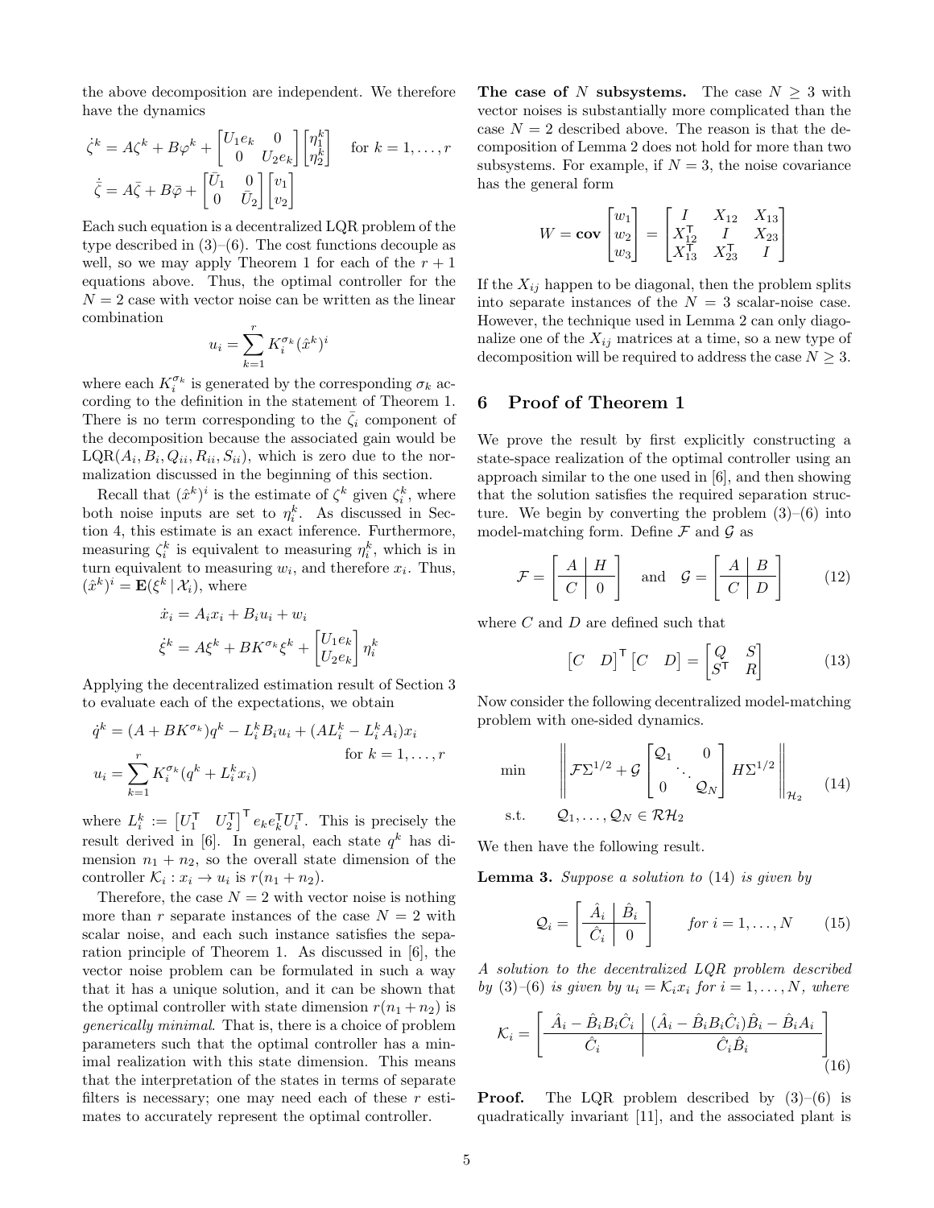the above decomposition are independent. We therefore have the dynamics

$$
\begin{aligned}
\dot{\zeta}^k &= A\zeta^k + B\varphi^k + \begin{bmatrix} U_1 e_k & 0 \\ 0 & U_2 e_k \end{bmatrix} \begin{bmatrix} \eta_1^k \\ \eta_2^k \end{bmatrix} \quad \text{for } k = 1, \dots, r \\
\dot{\bar{\zeta}} &= A\bar{\zeta} + B\bar{\varphi} + \begin{bmatrix} \bar{U}_1 & 0 \\ 0 & \bar{U}_2 \end{bmatrix} \begin{bmatrix} v_1 \\ v_2 \end{bmatrix}
\end{aligned}
$$

Each such equation is a decentralized LQR problem of the type described in (3)–(6). The cost functions decouple as well, so we may apply Theorem 1 for each of the $r+1$ equations above. Thus, the optimal controller for the $N = 2$ case with vector noise can be written as the linear combination

$$
u_i = \sum_{k=1}^{r} K_i^{\sigma_k} (\hat{x}^k)^i
$$

where each $K_i^{\sigma_k}$ is generated by the corresponding $\sigma_k$ according to the definition in the statement of Theorem 1. There is no term corresponding to the $\bar{\zeta}_i$ component of the decomposition because the associated gain would be $\text{LQR}(A_i, B_i, Q_{ii}, R_{ii}, S_{ii})$, which is zero due to the normalization discussed in the beginning of this section.

Recall that $(\hat{x}^k)^i$ is the estimate of $\zeta^k$ given $\zeta_i^k$, where both noise inputs are set to $\eta_i^k$. As discussed in Section 4, this estimate is an exact inference. Furthermore, measuring $\zeta_i^k$ is equivalent to measuring $\eta_i^k$, which is in turn equivalent to measuring $w_i$, and therefore $x_i$. Thus, $(\hat{x}^k)^i = \mathbf{E}(\xi^k \mid \mathcal{X}_i)$, where

$$
\begin{aligned}
\dot{x}_i &= A_i x_i + B_i u_i + w_i \\
\dot{\xi}^k &= A\xi^k + BK^{\sigma_k}\xi^k + \begin{bmatrix} U_1 e_k \\ U_2 e_k \end{bmatrix} \eta_i^k
\end{aligned}
$$

Applying the decentralized estimation result of Section 3 to evaluate each of the expectations, we obtain

$$
\begin{aligned}
\dot{q}^k &= (A + BK^{\sigma_k})q^k - L_i^k B_i u_i + (AL_i^k - L_i^k A_i)x_i \\
&\qquad\qquad\qquad\qquad\qquad\qquad \text{for } k = 1, \dots, r \\
u_i &= \sum_{k=1}^{r} K_i^{\sigma_k}(q^k + L_i^k x_i)
\end{aligned}
$$

where $L_i^k := \begin{bmatrix} U_1^{\mathsf{T}} & U_2^{\mathsf{T}} \end{bmatrix}^{\mathsf{T}} e_k e_k^{\mathsf{T}} U_i^{\mathsf{T}}$. This is precisely the result derived in [6]. In general, each state $q^k$ has dimension $n_1 + n_2$, so the overall state dimension of the controller $\mathcal{K}_i : x_i \to u_i$ is $r(n_1 + n_2)$.

Therefore, the case $N = 2$ with vector noise is nothing more than $r$ separate instances of the case $N = 2$ with scalar noise, and each such instance satisfies the separation principle of Theorem 1. As discussed in [6], the vector noise problem can be formulated in such a way that it has a unique solution, and it can be shown that the optimal controller with state dimension $r(n_1 + n_2)$ is *generically minimal*. That is, there is a choice of problem parameters such that the optimal controller has a minimal realization with this state dimension. This means that the interpretation of the states in terms of separate filters is necessary; one may need each of these $r$ estimates to accurately represent the optimal controller.

**The case of $N$ subsystems.** The case $N \geq 3$ with vector noises is substantially more complicated than the case $N = 2$ described above. The reason is that the decomposition of Lemma 2 does not hold for more than two subsystems. For example, if $N = 3$, the noise covariance has the general form

$$
W = \mathbf{cov} \begin{bmatrix} w_1 \\ w_2 \\ w_3 \end{bmatrix} = \begin{bmatrix} I & X_{12} & X_{13} \\ X_{12}^{\mathsf{T}} & I & X_{23} \\ X_{13}^{\mathsf{T}} & X_{23}^{\mathsf{T}} & I \end{bmatrix}
$$

If the $X_{ij}$ happen to be diagonal, then the problem splits into separate instances of the $N = 3$ scalar-noise case. However, the technique used in Lemma 2 can only diagonalize one of the $X_{ij}$ matrices at a time, so a new type of decomposition will be required to address the case $N \geq 3$.

## 6 Proof of Theorem 1

We prove the result by first explicitly constructing a state-space realization of the optimal controller using an approach similar to the one used in [6], and then showing that the solution satisfies the required separation structure. We begin by converting the problem (3)–(6) into model-matching form. Define $\mathcal{F}$ and $\mathcal{G}$ as

$$
\mathcal{F} = \left[\begin{array}{c|c} A & H \\ \hline C & 0 \end{array}\right] \quad \text{and} \quad \mathcal{G} = \left[\begin{array}{c|c} A & B \\ \hline C & D \end{array}\right] \tag{12}
$$

where $C$ and $D$ are defined such that

$$
\begin{bmatrix} C & D \end{bmatrix}^{\mathsf{T}} \begin{bmatrix} C & D \end{bmatrix} = \begin{bmatrix} Q & S \\ S^{\mathsf{T}} & R \end{bmatrix} \tag{13}
$$

Now consider the following decentralized model-matching problem with one-sided dynamics.

$$
\begin{aligned}
\min \quad & \left\| \mathcal{F}\Sigma^{1/2} + \mathcal{G} \begin{bmatrix} \mathcal{Q}_1 & & 0 \\ & \ddots & \\ 0 & & \mathcal{Q}_N \end{bmatrix} H \Sigma^{1/2} \right\|_{\mathcal{H}_2} \\
\text{s.t.} \quad & \mathcal{Q}_1, \dots, \mathcal{Q}_N \in \mathcal{RH}_2
\end{aligned} \tag{14}
$$

We then have the following result.

**Lemma 3.** *Suppose a solution to* (14) *is given by*

$$
\mathcal{Q}_i = \left[\begin{array}{c|c} \hat{A}_i & \hat{B}_i \\ \hline \hat{C}_i & 0 \end{array}\right] \qquad \textit{for } i = 1, \dots, N \tag{15}
$$

*A solution to the decentralized LQR problem described by* (3)–(6) *is given by $u_i = \mathcal{K}_i x_i$ for $i = 1, \dots, N$, where*

$$
\mathcal{K}_i = \left[\begin{array}{c|c} \hat{A}_i - \hat{B}_i B_i \hat{C}_i & (\hat{A}_i - \hat{B}_i B_i \hat{C}_i)\hat{B}_i - \hat{B}_i A_i \\ \hline \hat{C}_i & \hat{C}_i \hat{B}_i \end{array}\right] \tag{16}
$$

**Proof.** The LQR problem described by (3)–(6) is quadratically invariant [11], and the associated plant is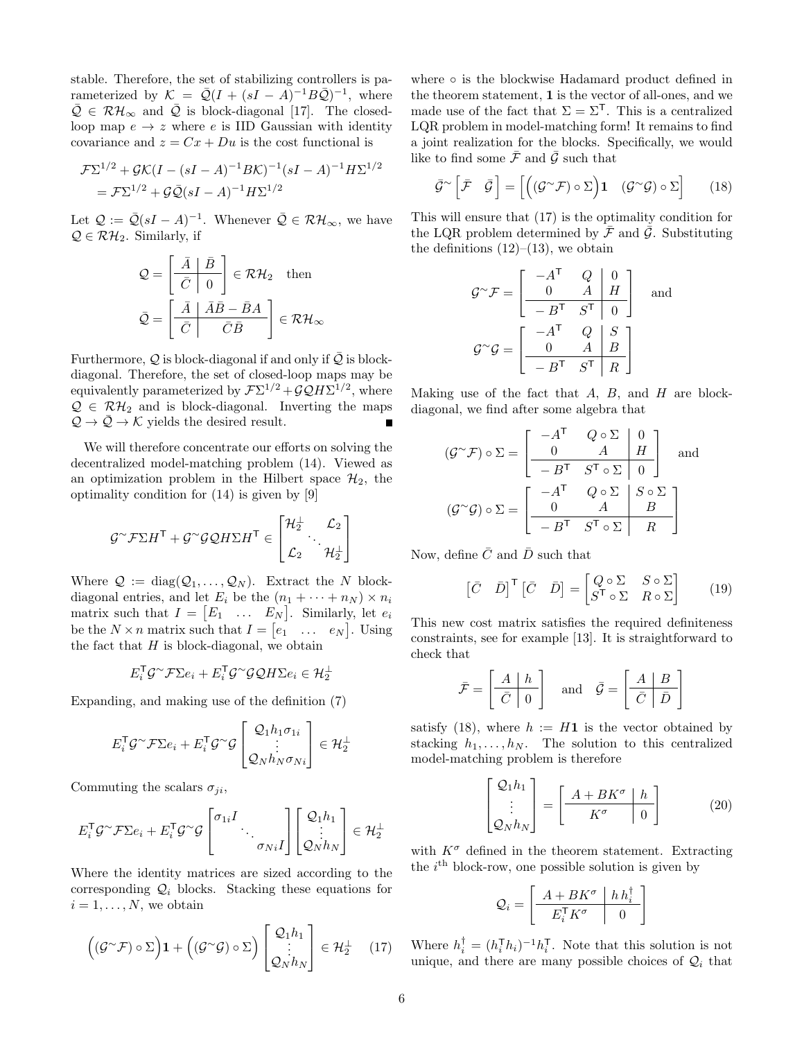stable. Therefore, the set of stabilizing controllers is parameterized by $\mathcal{K} = \bar{\mathcal{Q}}(I + (sI - A)^{-1}B\bar{\mathcal{Q}})^{-1}$, where $\bar{\mathcal{Q}} \in \mathcal{RH}_\infty$ and $\bar{\mathcal{Q}}$ is block-diagonal [17]. The closed-loop map $e \to z$ where $e$ is IID Gaussian with identity covariance and $z = Cx + Du$ is the cost functional is

$$
\begin{aligned}
&\mathcal{F}\Sigma^{1/2} + \mathcal{G}\mathcal{K}(I - (sI - A)^{-1}B\mathcal{K})^{-1}(sI - A)^{-1}H\Sigma^{1/2} \\
&\quad = \mathcal{F}\Sigma^{1/2} + \mathcal{G}\bar{\mathcal{Q}}(sI - A)^{-1}H\Sigma^{1/2}
\end{aligned}
$$

Let $\mathcal{Q} := \bar{\mathcal{Q}}(sI - A)^{-1}$. Whenever $\bar{\mathcal{Q}} \in \mathcal{RH}_\infty$, we have $\mathcal{Q} \in \mathcal{RH}_2$. Similarly, if

$$
\mathcal{Q} = \left[\begin{array}{c|c} \bar{A} & \bar{B} \\ \hline \bar{C} & 0 \end{array}\right] \in \mathcal{RH}_2 \quad \text{then}
$$

$$
\bar{\mathcal{Q}} = \left[\begin{array}{c|c} \bar{A} & \bar{A}\bar{B} - \bar{B}A \\ \hline \bar{C} & \bar{C}\bar{B} \end{array}\right] \in \mathcal{RH}_\infty
$$

Furthermore, $\mathcal{Q}$ is block-diagonal if and only if $\bar{\mathcal{Q}}$ is block-diagonal. Therefore, the set of closed-loop maps may be equivalently parameterized by $\mathcal{F}\Sigma^{1/2} + \mathcal{G}\mathcal{Q}H\Sigma^{1/2}$, where $\mathcal{Q} \in \mathcal{RH}_2$ and is block-diagonal. Inverting the maps $\mathcal{Q} \to \bar{\mathcal{Q}} \to \mathcal{K}$ yields the desired result. ∎

We will therefore concentrate our efforts on solving the decentralized model-matching problem (14). Viewed as an optimization problem in the Hilbert space $\mathcal{H}_2$, the optimality condition for (14) is given by [9]

$$
\mathcal{G}^\sim \mathcal{F}\Sigma H^\mathsf{T} + \mathcal{G}^\sim \mathcal{G}\mathcal{Q}H\Sigma H^\mathsf{T} \in \begin{bmatrix} \mathcal{H}_2^\perp & & \mathcal{L}_2 \\ & \ddots & \\ \mathcal{L}_2 & & \mathcal{H}_2^\perp \end{bmatrix}
$$

Where $\mathcal{Q} := \operatorname{diag}(\mathcal{Q}_1, \dots, \mathcal{Q}_N)$. Extract the $N$ block-diagonal entries, and let $E_i$ be the $(n_1 + \cdots + n_N) \times n_i$ matrix such that $I = \begin{bmatrix} E_1 & \dots & E_N \end{bmatrix}$. Similarly, let $e_i$ be the $N \times n$ matrix such that $I = \begin{bmatrix} e_1 & \dots & e_N \end{bmatrix}$. Using the fact that $H$ is block-diagonal, we obtain

$$
E_i^\mathsf{T} \mathcal{G}^\sim \mathcal{F}\Sigma e_i + E_i^\mathsf{T} \mathcal{G}^\sim \mathcal{G}\mathcal{Q}H\Sigma e_i \in \mathcal{H}_2^\perp
$$

Expanding, and making use of the definition (7)

$$
E_i^\mathsf{T} \mathcal{G}^\sim \mathcal{F}\Sigma e_i + E_i^\mathsf{T} \mathcal{G}^\sim \mathcal{G} \begin{bmatrix} \mathcal{Q}_1 h_1 \sigma_{1i} \\ \vdots \\ \mathcal{Q}_N h_N \sigma_{Ni} \end{bmatrix} \in \mathcal{H}_2^\perp
$$

Commuting the scalars $\sigma_{ji}$,

$$
E_i^\mathsf{T} \mathcal{G}^\sim \mathcal{F}\Sigma e_i + E_i^\mathsf{T} \mathcal{G}^\sim \mathcal{G} \begin{bmatrix} \sigma_{1i} I & & \\ & \ddots & \\ & & \sigma_{Ni} I \end{bmatrix} \begin{bmatrix} \mathcal{Q}_1 h_1 \\ \vdots \\ \mathcal{Q}_N h_N \end{bmatrix} \in \mathcal{H}_2^\perp
$$

Where the identity matrices are sized according to the corresponding $\mathcal{Q}_i$ blocks. Stacking these equations for $i = 1, \dots, N$, we obtain

$$
\Big( (\mathcal{G}^\sim \mathcal{F}) \circ \Sigma \Big) \mathbf{1} + \Big( (\mathcal{G}^\sim \mathcal{G}) \circ \Sigma \Big) \begin{bmatrix} \mathcal{Q}_1 h_1 \\ \vdots \\ \mathcal{Q}_N h_N \end{bmatrix} \in \mathcal{H}_2^\perp \tag{17}
$$

where $\circ$ is the blockwise Hadamard product defined in the theorem statement, $\mathbf{1}$ is the vector of all-ones, and we made use of the fact that $\Sigma = \Sigma^\mathsf{T}$. This is a centralized LQR problem in model-matching form! It remains to find a joint realization for the blocks. Specifically, we would like to find some $\bar{\mathcal{F}}$ and $\bar{\mathcal{G}}$ such that

$$
\bar{\mathcal{G}}^\sim \begin{bmatrix} \bar{\mathcal{F}} & \bar{\mathcal{G}} \end{bmatrix} = \begin{bmatrix} \Big( (\mathcal{G}^\sim \mathcal{F}) \circ \Sigma \Big) \mathbf{1} & (\mathcal{G}^\sim \mathcal{G}) \circ \Sigma \end{bmatrix} \tag{18}
$$

This will ensure that (17) is the optimality condition for the LQR problem determined by $\bar{\mathcal{F}}$ and $\bar{\mathcal{G}}$. Substituting the definitions (12)–(13), we obtain

$$
\mathcal{G}^\sim \mathcal{F} = \left[\begin{array}{cc|c} -A^\mathsf{T} & Q & 0 \\ 0 & A & H \\ \hline -B^\mathsf{T} & S^\mathsf{T} & 0 \end{array}\right] \quad \text{and}
$$

$$
\mathcal{G}^\sim \mathcal{G} = \left[\begin{array}{cc|c} -A^\mathsf{T} & Q & S \\ 0 & A & B \\ \hline -B^\mathsf{T} & S^\mathsf{T} & R \end{array}\right]
$$

Making use of the fact that $A$, $B$, and $H$ are block-diagonal, we find after some algebra that

$$
(\mathcal{G}^\sim \mathcal{F}) \circ \Sigma = \left[\begin{array}{cc|c} -A^\mathsf{T} & Q \circ \Sigma & 0 \\ 0 & A & H \\ \hline -B^\mathsf{T} & S^\mathsf{T} \circ \Sigma & 0 \end{array}\right] \quad \text{and}
$$

$$
(\mathcal{G}^\sim \mathcal{G}) \circ \Sigma = \left[\begin{array}{cc|c} -A^\mathsf{T} & Q \circ \Sigma & S \circ \Sigma \\ 0 & A & B \\ \hline -B^\mathsf{T} & S^\mathsf{T} \circ \Sigma & R \end{array}\right]
$$

Now, define $\bar{C}$ and $\bar{D}$ such that

$$
\begin{bmatrix} \bar{C} & \bar{D} \end{bmatrix}^\mathsf{T} \begin{bmatrix} \bar{C} & \bar{D} \end{bmatrix} = \begin{bmatrix} Q \circ \Sigma & S \circ \Sigma \\ S^\mathsf{T} \circ \Sigma & R \circ \Sigma \end{bmatrix} \tag{19}
$$

This new cost matrix satisfies the required definiteness constraints, see for example [13]. It is straightforward to check that

$$
\bar{\mathcal{F}} = \left[\begin{array}{c|c} A & h \\ \hline \bar{C} & 0 \end{array}\right] \quad \text{and} \quad \bar{\mathcal{G}} = \left[\begin{array}{c|c} A & B \\ \hline \bar{C} & \bar{D} \end{array}\right]
$$

satisfy (18), where $h := H\mathbf{1}$ is the vector obtained by stacking $h_1, \dots, h_N$. The solution to this centralized model-matching problem is therefore

$$
\begin{bmatrix} \mathcal{Q}_1 h_1 \\ \vdots \\ \mathcal{Q}_N h_N \end{bmatrix} = \left[\begin{array}{c|c} A + BK^\sigma & h \\ \hline K^\sigma & 0 \end{array}\right] \tag{20}
$$

with $K^\sigma$ defined in the theorem statement. Extracting the $i^\text{th}$ block-row, one possible solution is given by

$$
\mathcal{Q}_i = \left[\begin{array}{c|c} A + BK^\sigma & h\, h_i^\dagger \\ \hline E_i^\mathsf{T} K^\sigma & 0 \end{array}\right]
$$

Where $h_i^\dagger = (h_i^\mathsf{T} h_i)^{-1} h_i^\mathsf{T}$. Note that this solution is not unique, and there are many possible choices of $\mathcal{Q}_i$ that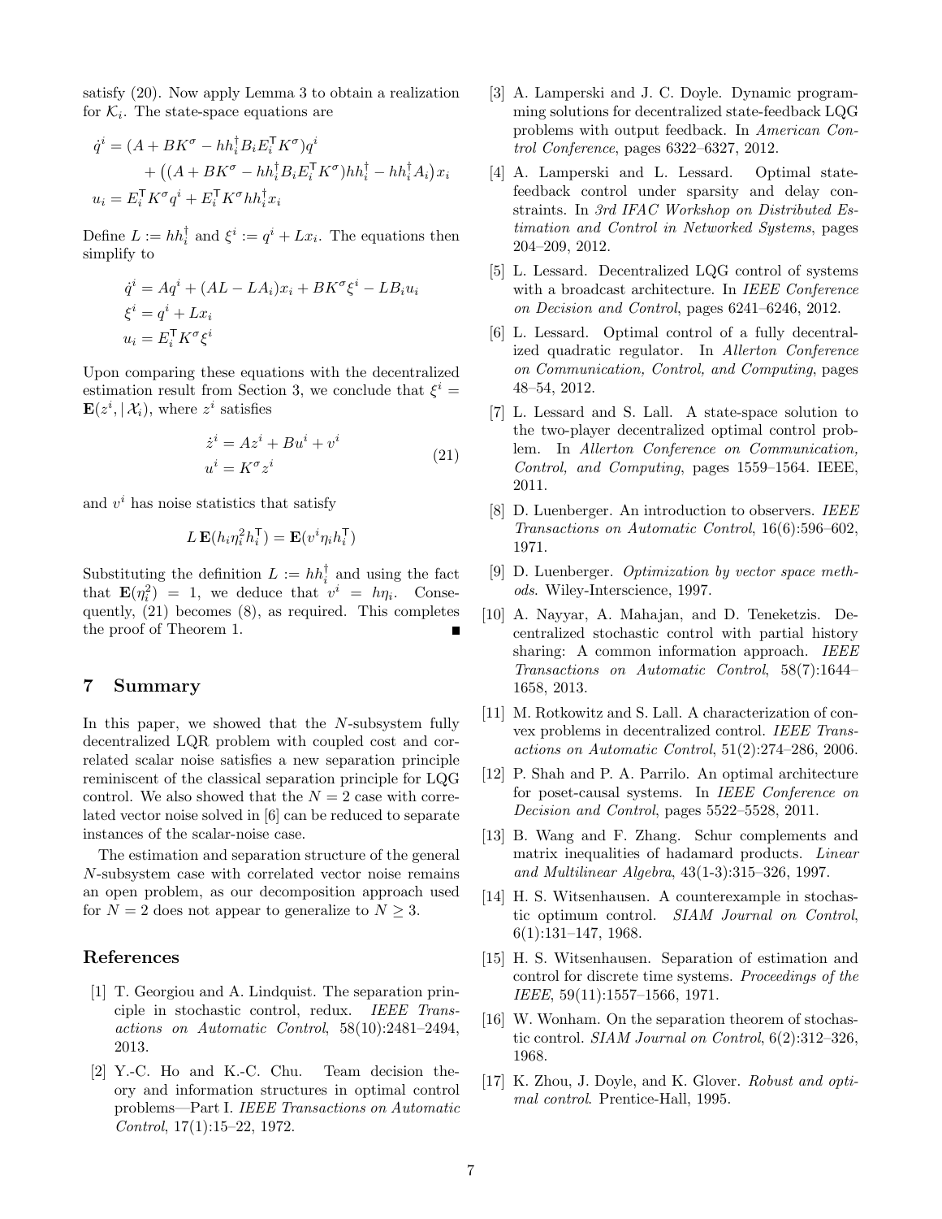satisfy (20). Now apply Lemma 3 to obtain a realization for $\mathcal{K}_i$. The state-space equations are

$$
\begin{aligned}
\dot{q}^i &= (A + BK^\sigma - hh_i^\dagger B_i E_i^\mathsf{T} K^\sigma) q^i \\
&\quad + \big((A + BK^\sigma - hh_i^\dagger B_i E_i^\mathsf{T} K^\sigma) hh_i^\dagger - hh_i^\dagger A_i\big) x_i \\
u_i &= E_i^\mathsf{T} K^\sigma q^i + E_i^\mathsf{T} K^\sigma hh_i^\dagger x_i
\end{aligned}
$$

Define $L := hh_i^\dagger$ and $\xi^i := q^i + Lx_i$. The equations then simplify to

$$
\begin{aligned}
\dot{q}^i &= Aq^i + (AL - LA_i)x_i + BK^\sigma \xi^i - LB_i u_i \\
\xi^i &= q^i + Lx_i \\
u_i &= E_i^\mathsf{T} K^\sigma \xi^i
\end{aligned}
$$

Upon comparing these equations with the decentralized estimation result from Section 3, we conclude that $\xi^i = \mathbf{E}(z^i, \,|\, \mathcal{X}_i)$, where $z^i$ satisfies

$$
\begin{aligned}
\dot{z}^i &= Az^i + Bu^i + v^i \\
u^i &= K^\sigma z^i
\end{aligned}
\tag{21}
$$

and $v^i$ has noise statistics that satisfy

$$
L\,\mathbf{E}(h_i \eta_i^2 h_i^\mathsf{T}) = \mathbf{E}(v^i \eta_i h_i^\mathsf{T})
$$

Substituting the definition $L := hh_i^\dagger$ and using the fact that $\mathbf{E}(\eta_i^2) = 1$, we deduce that $v^i = h\eta_i$. Consequently, (21) becomes (8), as required. This completes the proof of Theorem 1. ∎

## 7 Summary

In this paper, we showed that the $N$-subsystem fully decentralized LQR problem with coupled cost and correlated scalar noise satisfies a new separation principle reminiscent of the classical separation principle for LQG control. We also showed that the $N = 2$ case with correlated vector noise solved in [6] can be reduced to separate instances of the scalar-noise case.

The estimation and separation structure of the general $N$-subsystem case with correlated vector noise remains an open problem, as our decomposition approach used for $N = 2$ does not appear to generalize to $N \geq 3$.

## References

[1] T. Georgiou and A. Lindquist. The separation principle in stochastic control, redux. *IEEE Transactions on Automatic Control*, 58(10):2481–2494, 2013.

[2] Y.-C. Ho and K.-C. Chu. Team decision theory and information structures in optimal control problems—Part I. *IEEE Transactions on Automatic Control*, 17(1):15–22, 1972.

[3] A. Lamperski and J. C. Doyle. Dynamic programming solutions for decentralized state-feedback LQG problems with output feedback. In *American Control Conference*, pages 6322–6327, 2012.

[4] A. Lamperski and L. Lessard. Optimal state-feedback control under sparsity and delay constraints. In *3rd IFAC Workshop on Distributed Estimation and Control in Networked Systems*, pages 204–209, 2012.

[5] L. Lessard. Decentralized LQG control of systems with a broadcast architecture. In *IEEE Conference on Decision and Control*, pages 6241–6246, 2012.

[6] L. Lessard. Optimal control of a fully decentralized quadratic regulator. In *Allerton Conference on Communication, Control, and Computing*, pages 48–54, 2012.

[7] L. Lessard and S. Lall. A state-space solution to the two-player decentralized optimal control problem. In *Allerton Conference on Communication, Control, and Computing*, pages 1559–1564. IEEE, 2011.

[8] D. Luenberger. An introduction to observers. *IEEE Transactions on Automatic Control*, 16(6):596–602, 1971.

[9] D. Luenberger. *Optimization by vector space methods*. Wiley-Interscience, 1997.

[10] A. Nayyar, A. Mahajan, and D. Teneketzis. Decentralized stochastic control with partial history sharing: A common information approach. *IEEE Transactions on Automatic Control*, 58(7):1644–1658, 2013.

[11] M. Rotkowitz and S. Lall. A characterization of convex problems in decentralized control. *IEEE Transactions on Automatic Control*, 51(2):274–286, 2006.

[12] P. Shah and P. A. Parrilo. An optimal architecture for poset-causal systems. In *IEEE Conference on Decision and Control*, pages 5522–5528, 2011.

[13] B. Wang and F. Zhang. Schur complements and matrix inequalities of hadamard products. *Linear and Multilinear Algebra*, 43(1-3):315–326, 1997.

[14] H. S. Witsenhausen. A counterexample in stochastic optimum control. *SIAM Journal on Control*, 6(1):131–147, 1968.

[15] H. S. Witsenhausen. Separation of estimation and control for discrete time systems. *Proceedings of the IEEE*, 59(11):1557–1566, 1971.

[16] W. Wonham. On the separation theorem of stochastic control. *SIAM Journal on Control*, 6(2):312–326, 1968.

[17] K. Zhou, J. Doyle, and K. Glover. *Robust and optimal control*. Prentice-Hall, 1995.